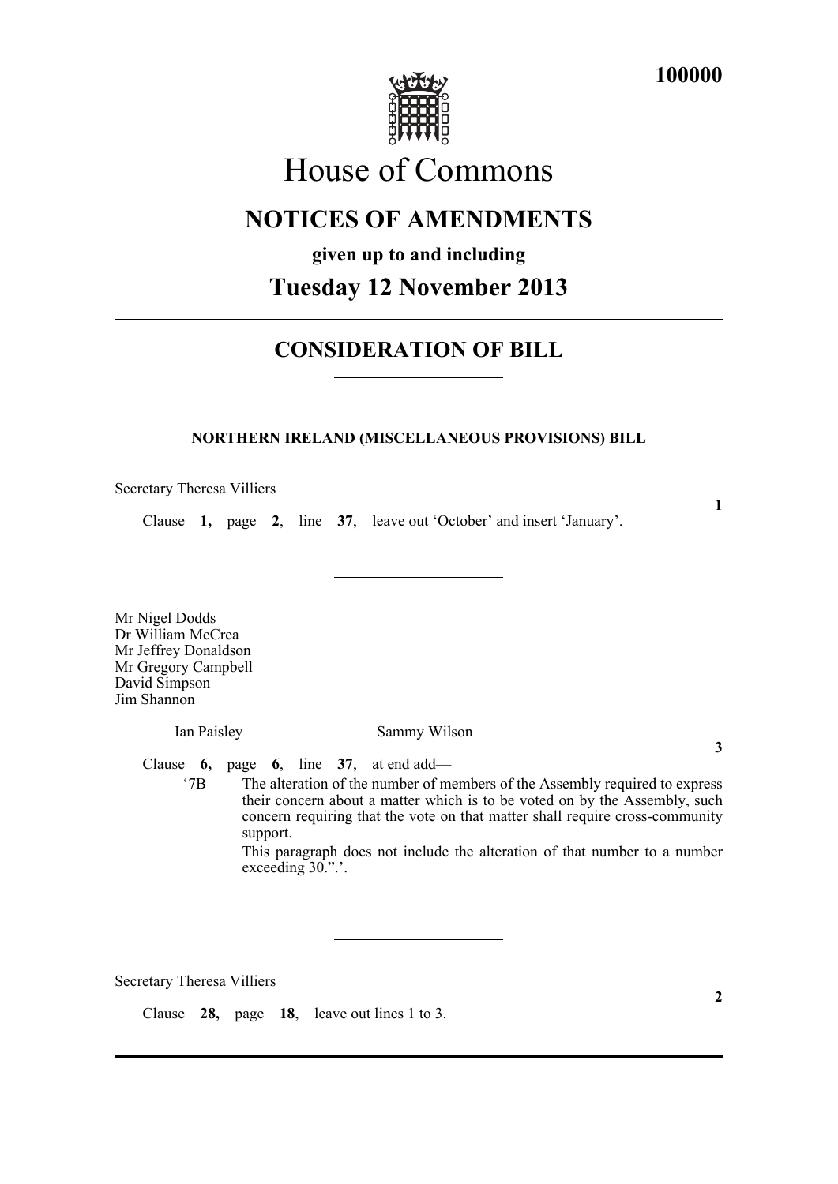100000

# House of Commons

## NOTICES OF AMENDMENTS

**given up to and including**

## Tuesday 12 November 2013

---

## CONSIDERATION OF BILL

---

### NORTHERN IRELAND (MISCELLANEOUS PROVISIONS) BILL

Secretary Theresa Villiers

**1**

Clause **1,** page **2**, line **37**, leave out 'October' and insert 'January'.

---

Mr Nigel Dodds
Dr William McCrea
Mr Jeffrey Donaldson
Mr Gregory Campbell
David Simpson
Jim Shannon

Ian Paisley
Sammy Wilson

**3**

Clause **6,** page **6**, line **37**, at end add—

'7B The alteration of the number of members of the Assembly required to express their concern about a matter which is to be voted on by the Assembly, such concern requiring that the vote on that matter shall require cross-community support.

This paragraph does not include the alteration of that number to a number exceeding 30.".'.

---

Secretary Theresa Villiers

**2**

Clause **28,** page **18**, leave out lines 1 to 3.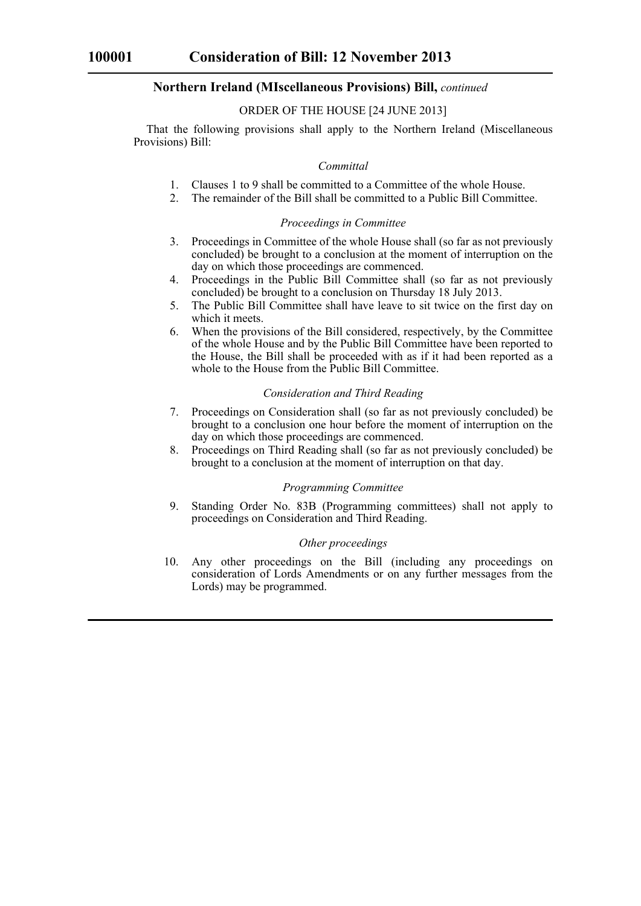**Northern Ireland (MIscellaneous Provisions) Bill,** *continued*

ORDER OF THE HOUSE [24 JUNE 2013]

That the following provisions shall apply to the Northern Ireland (Miscellaneous Provisions) Bill:

*Committal*

1. Clauses 1 to 9 shall be committed to a Committee of the whole House.
2. The remainder of the Bill shall be committed to a Public Bill Committee.

*Proceedings in Committee*

3. Proceedings in Committee of the whole House shall (so far as not previously concluded) be brought to a conclusion at the moment of interruption on the day on which those proceedings are commenced.
4. Proceedings in the Public Bill Committee shall (so far as not previously concluded) be brought to a conclusion on Thursday 18 July 2013.
5. The Public Bill Committee shall have leave to sit twice on the first day on which it meets.
6. When the provisions of the Bill considered, respectively, by the Committee of the whole House and by the Public Bill Committee have been reported to the House, the Bill shall be proceeded with as if it had been reported as a whole to the House from the Public Bill Committee.

*Consideration and Third Reading*

7. Proceedings on Consideration shall (so far as not previously concluded) be brought to a conclusion one hour before the moment of interruption on the day on which those proceedings are commenced.
8. Proceedings on Third Reading shall (so far as not previously concluded) be brought to a conclusion at the moment of interruption on that day.

*Programming Committee*

9. Standing Order No. 83B (Programming committees) shall not apply to proceedings on Consideration and Third Reading.

*Other proceedings*

10. Any other proceedings on the Bill (including any proceedings on consideration of Lords Amendments or on any further messages from the Lords) may be programmed.